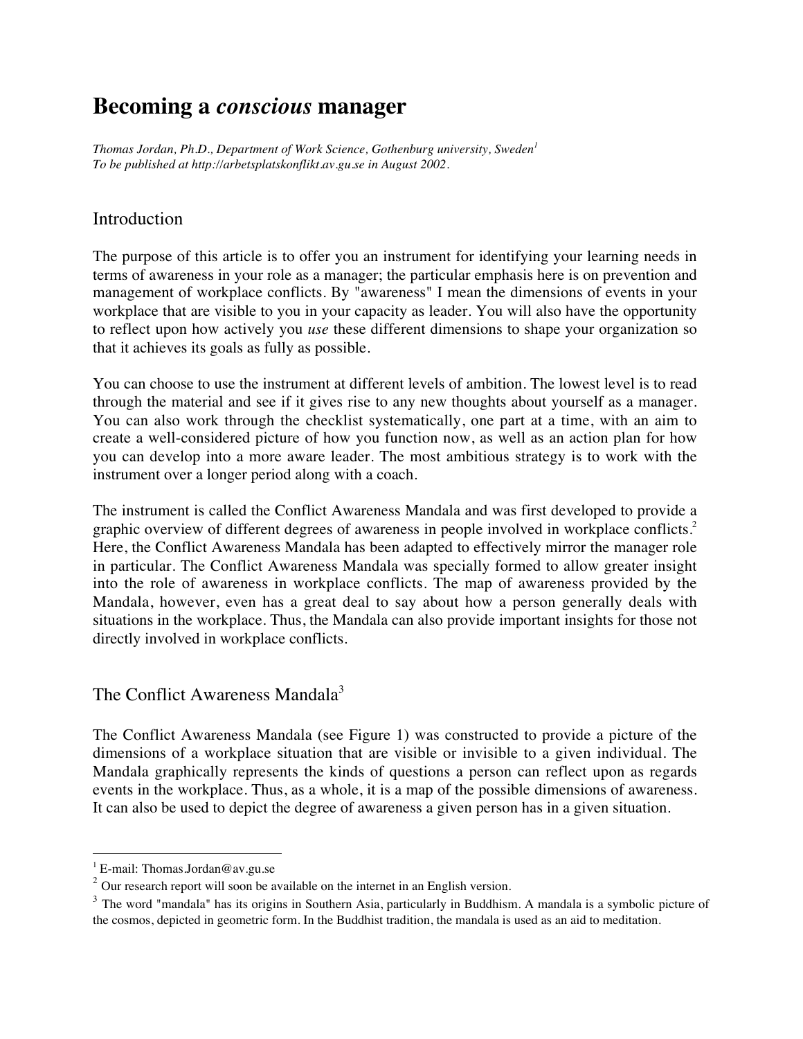# Becoming a *conscious* manager

*Thomas Jordan, Ph.D., Department of Work Science, Gothenburg university, Sweden*[1]
*To be published at http://arbetsplatskonflikt.av.gu.se in August 2002.*

## Introduction

The purpose of this article is to offer you an instrument for identifying your learning needs in terms of awareness in your role as a manager; the particular emphasis here is on prevention and management of workplace conflicts. By "awareness" I mean the dimensions of events in your workplace that are visible to you in your capacity as leader. You will also have the opportunity to reflect upon how actively you *use* these different dimensions to shape your organization so that it achieves its goals as fully as possible.

You can choose to use the instrument at different levels of ambition. The lowest level is to read through the material and see if it gives rise to any new thoughts about yourself as a manager. You can also work through the checklist systematically, one part at a time, with an aim to create a well-considered picture of how you function now, as well as an action plan for how you can develop into a more aware leader. The most ambitious strategy is to work with the instrument over a longer period along with a coach.

The instrument is called the Conflict Awareness Mandala and was first developed to provide a graphic overview of different degrees of awareness in people involved in workplace conflicts.[2] Here, the Conflict Awareness Mandala has been adapted to effectively mirror the manager role in particular. The Conflict Awareness Mandala was specially formed to allow greater insight into the role of awareness in workplace conflicts. The map of awareness provided by the Mandala, however, even has a great deal to say about how a person generally deals with situations in the workplace. Thus, the Mandala can also provide important insights for those not directly involved in workplace conflicts.

## The Conflict Awareness Mandala[3]

The Conflict Awareness Mandala (see Figure 1) was constructed to provide a picture of the dimensions of a workplace situation that are visible or invisible to a given individual. The Mandala graphically represents the kinds of questions a person can reflect upon as regards events in the workplace. Thus, as a whole, it is a map of the possible dimensions of awareness. It can also be used to depict the degree of awareness a given person has in a given situation.

---

[1] E-mail: Thomas.Jordan@av.gu.se

[2] Our research report will soon be available on the internet in an English version.

[3] The word "mandala" has its origins in Southern Asia, particularly in Buddhism. A mandala is a symbolic picture of the cosmos, depicted in geometric form. In the Buddhist tradition, the mandala is used as an aid to meditation.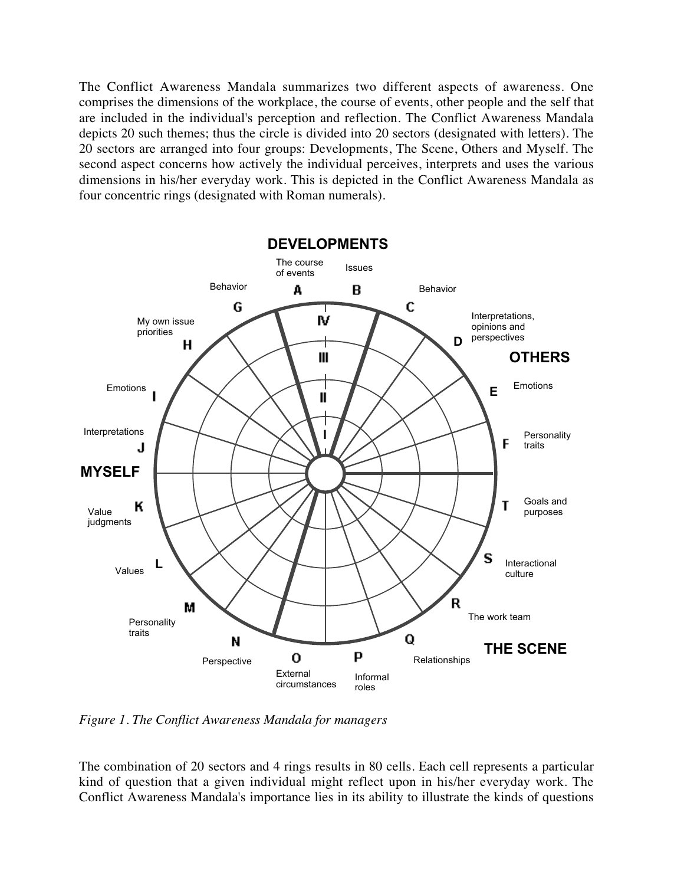The Conflict Awareness Mandala summarizes two different aspects of awareness. One comprises the dimensions of the workplace, the course of events, other people and the self that are included in the individual's perception and reflection. The Conflict Awareness Mandala depicts 20 such themes; thus the circle is divided into 20 sectors (designated with letters). The 20 sectors are arranged into four groups: Developments, The Scene, Others and Myself. The second aspect concerns how actively the individual perceives, interprets and uses the various dimensions in his/her everyday work. This is depicted in the Conflict Awareness Mandala as four concentric rings (designated with Roman numerals).

DEVELOPMENTS

A The course of events
B Issues

OTHERS

C Behavior
D Interpretations, opinions and perspectives
E Emotions
F Personality traits

THE SCENE

T Goals and purposes
S Interactional culture
R The work team
Q Relationships
P Informal roles
O External circumstances

MYSELF

N Perspective
M Personality traits
L Values
K Value judgments
J Interpretations
I Emotions
H My own issue priorities
G Behavior

IV
III
II
I

*Figure 1. The Conflict Awareness Mandala for managers*

The combination of 20 sectors and 4 rings results in 80 cells. Each cell represents a particular kind of question that a given individual might reflect upon in his/her everyday work. The Conflict Awareness Mandala's importance lies in its ability to illustrate the kinds of questions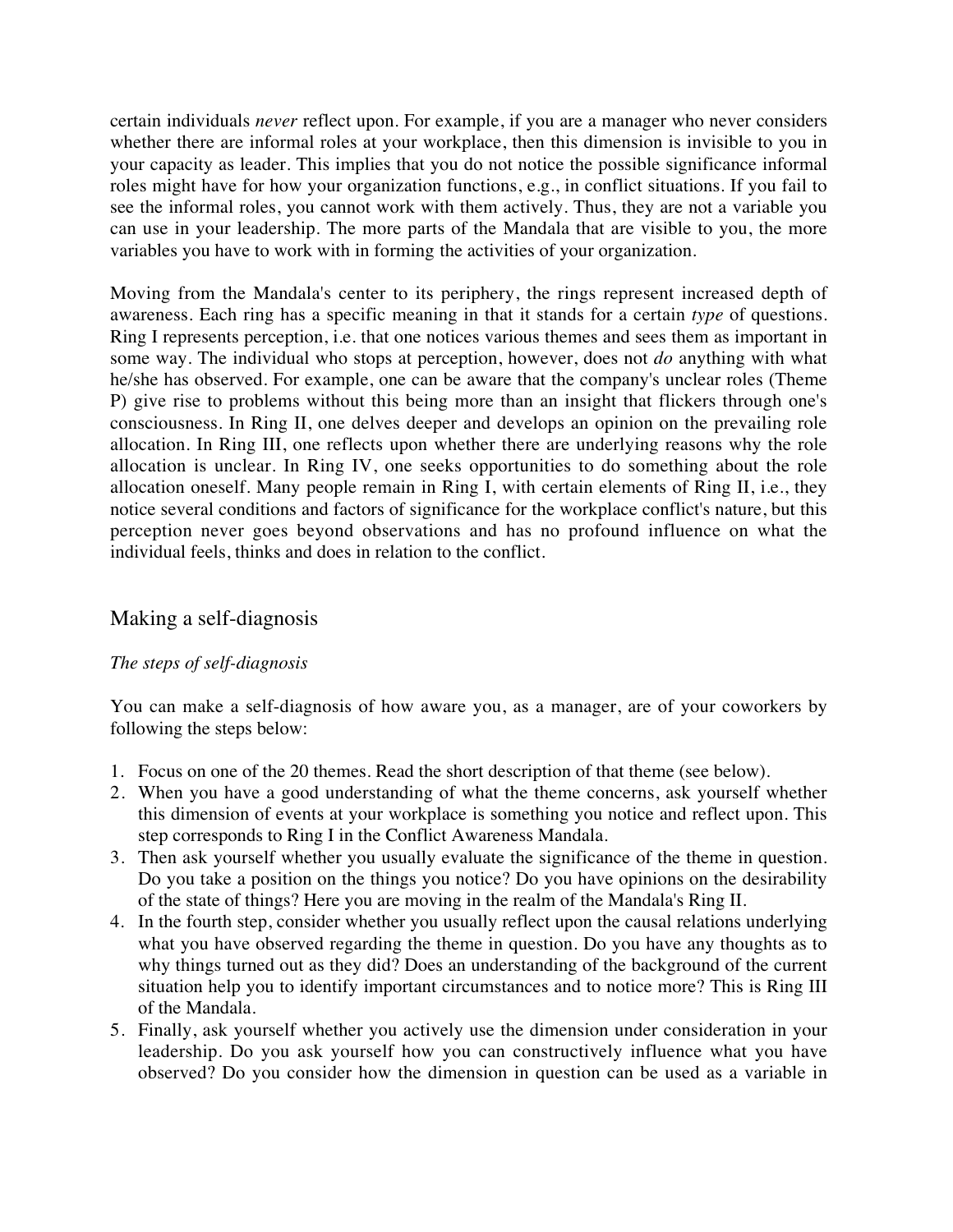certain individuals *never* reflect upon. For example, if you are a manager who never considers whether there are informal roles at your workplace, then this dimension is invisible to you in your capacity as leader. This implies that you do not notice the possible significance informal roles might have for how your organization functions, e.g., in conflict situations. If you fail to see the informal roles, you cannot work with them actively. Thus, they are not a variable you can use in your leadership. The more parts of the Mandala that are visible to you, the more variables you have to work with in forming the activities of your organization.

Moving from the Mandala's center to its periphery, the rings represent increased depth of awareness. Each ring has a specific meaning in that it stands for a certain *type* of questions. Ring I represents perception, i.e. that one notices various themes and sees them as important in some way. The individual who stops at perception, however, does not *do* anything with what he/she has observed. For example, one can be aware that the company's unclear roles (Theme P) give rise to problems without this being more than an insight that flickers through one's consciousness. In Ring II, one delves deeper and develops an opinion on the prevailing role allocation. In Ring III, one reflects upon whether there are underlying reasons why the role allocation is unclear. In Ring IV, one seeks opportunities to do something about the role allocation oneself. Many people remain in Ring I, with certain elements of Ring II, i.e., they notice several conditions and factors of significance for the workplace conflict's nature, but this perception never goes beyond observations and has no profound influence on what the individual feels, thinks and does in relation to the conflict.

## Making a self-diagnosis

*The steps of self-diagnosis*

You can make a self-diagnosis of how aware you, as a manager, are of your coworkers by following the steps below:

1. Focus on one of the 20 themes. Read the short description of that theme (see below).
2. When you have a good understanding of what the theme concerns, ask yourself whether this dimension of events at your workplace is something you notice and reflect upon. This step corresponds to Ring I in the Conflict Awareness Mandala.
3. Then ask yourself whether you usually evaluate the significance of the theme in question. Do you take a position on the things you notice? Do you have opinions on the desirability of the state of things? Here you are moving in the realm of the Mandala's Ring II.
4. In the fourth step, consider whether you usually reflect upon the causal relations underlying what you have observed regarding the theme in question. Do you have any thoughts as to why things turned out as they did? Does an understanding of the background of the current situation help you to identify important circumstances and to notice more? This is Ring III of the Mandala.
5. Finally, ask yourself whether you actively use the dimension under consideration in your leadership. Do you ask yourself how you can constructively influence what you have observed? Do you consider how the dimension in question can be used as a variable in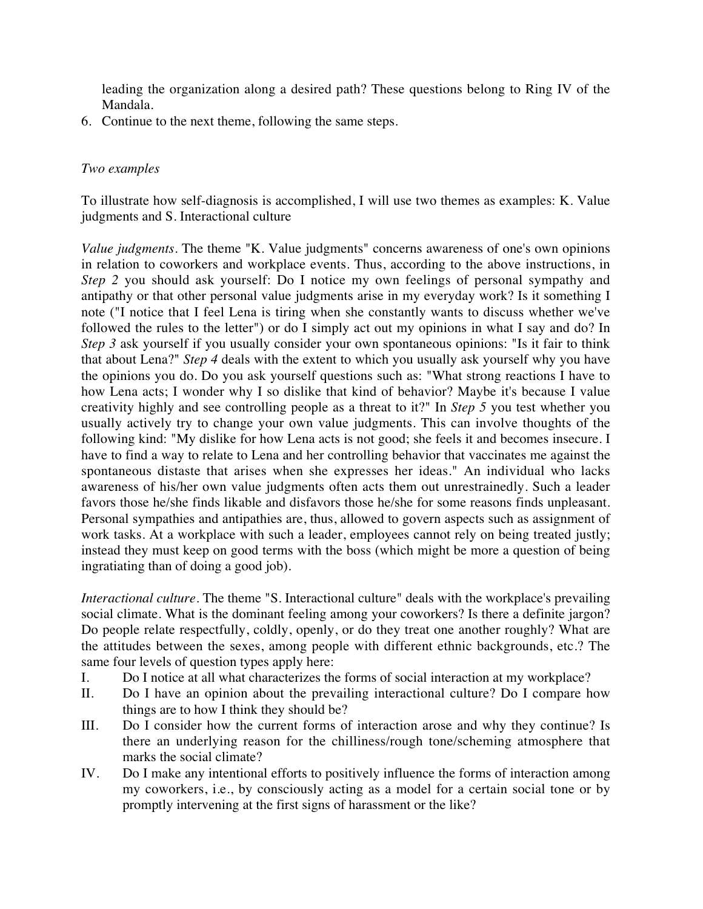leading the organization along a desired path? These questions belong to Ring IV of the Mandala.

6. Continue to the next theme, following the same steps.

*Two examples*

To illustrate how self-diagnosis is accomplished, I will use two themes as examples: K. Value judgments and S. Interactional culture

*Value judgments*. The theme "K. Value judgments" concerns awareness of one's own opinions in relation to coworkers and workplace events. Thus, according to the above instructions, in *Step 2* you should ask yourself: Do I notice my own feelings of personal sympathy and antipathy or that other personal value judgments arise in my everyday work? Is it something I note ("I notice that I feel Lena is tiring when she constantly wants to discuss whether we've followed the rules to the letter") or do I simply act out my opinions in what I say and do? In *Step 3* ask yourself if you usually consider your own spontaneous opinions: "Is it fair to think that about Lena?" *Step 4* deals with the extent to which you usually ask yourself why you have the opinions you do. Do you ask yourself questions such as: "What strong reactions I have to how Lena acts; I wonder why I so dislike that kind of behavior? Maybe it's because I value creativity highly and see controlling people as a threat to it?" In *Step 5* you test whether you usually actively try to change your own value judgments. This can involve thoughts of the following kind: "My dislike for how Lena acts is not good; she feels it and becomes insecure. I have to find a way to relate to Lena and her controlling behavior that vaccinates me against the spontaneous distaste that arises when she expresses her ideas." An individual who lacks awareness of his/her own value judgments often acts them out unrestrainedly. Such a leader favors those he/she finds likable and disfavors those he/she for some reasons finds unpleasant. Personal sympathies and antipathies are, thus, allowed to govern aspects such as assignment of work tasks. At a workplace with such a leader, employees cannot rely on being treated justly; instead they must keep on good terms with the boss (which might be more a question of being ingratiating than of doing a good job).

*Interactional culture*. The theme "S. Interactional culture" deals with the workplace's prevailing social climate. What is the dominant feeling among your coworkers? Is there a definite jargon? Do people relate respectfully, coldly, openly, or do they treat one another roughly? What are the attitudes between the sexes, among people with different ethnic backgrounds, etc.? The same four levels of question types apply here:

I. Do I notice at all what characterizes the forms of social interaction at my workplace?

II. Do I have an opinion about the prevailing interactional culture? Do I compare how things are to how I think they should be?

III. Do I consider how the current forms of interaction arose and why they continue? Is there an underlying reason for the chilliness/rough tone/scheming atmosphere that marks the social climate?

IV. Do I make any intentional efforts to positively influence the forms of interaction among my coworkers, i.e., by consciously acting as a model for a certain social tone or by promptly intervening at the first signs of harassment or the like?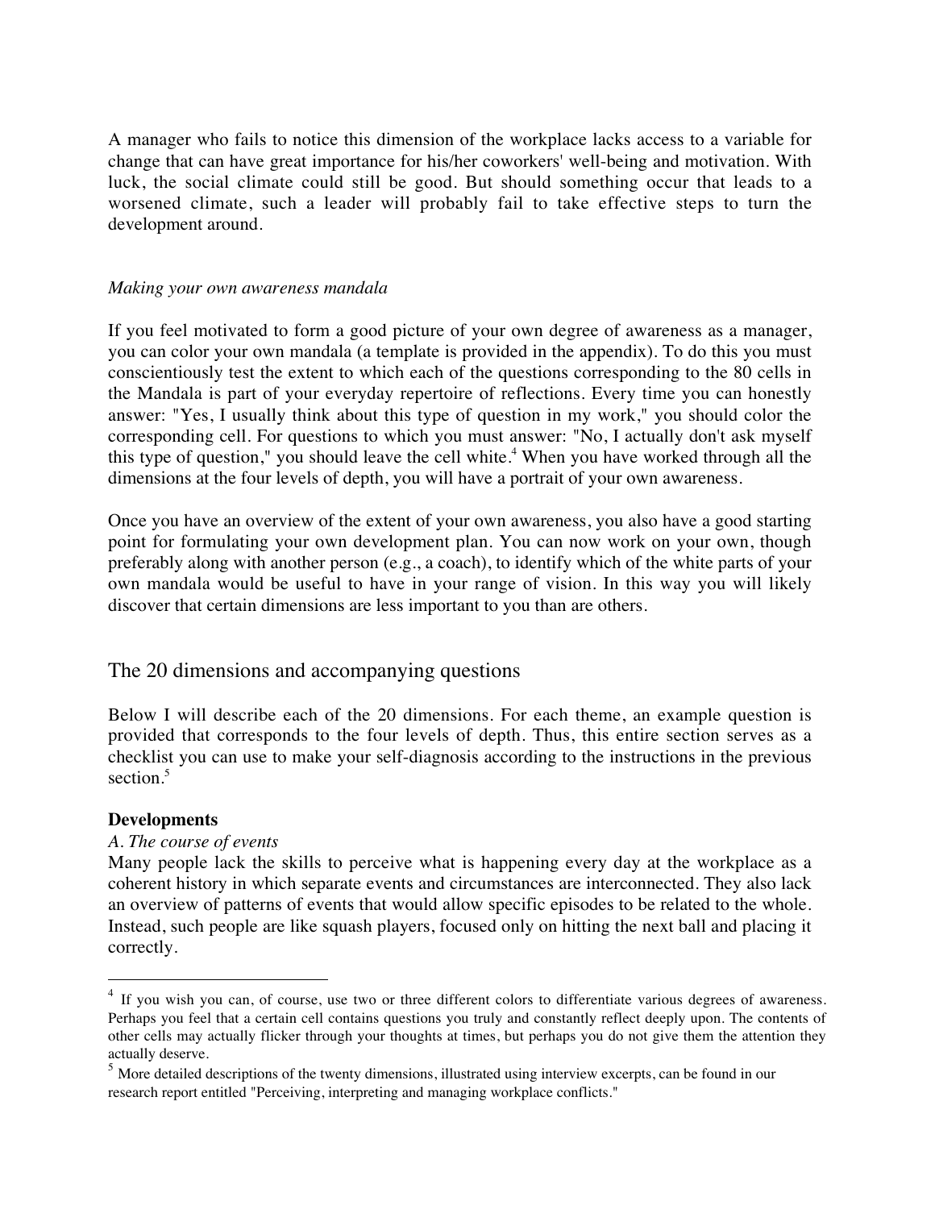A manager who fails to notice this dimension of the workplace lacks access to a variable for change that can have great importance for his/her coworkers' well-being and motivation. With luck, the social climate could still be good. But should something occur that leads to a worsened climate, such a leader will probably fail to take effective steps to turn the development around.

*Making your own awareness mandala*

If you feel motivated to form a good picture of your own degree of awareness as a manager, you can color your own mandala (a template is provided in the appendix). To do this you must conscientiously test the extent to which each of the questions corresponding to the 80 cells in the Mandala is part of your everyday repertoire of reflections. Every time you can honestly answer: "Yes, I usually think about this type of question in my work," you should color the corresponding cell. For questions to which you must answer: "No, I actually don't ask myself this type of question," you should leave the cell white.[4] When you have worked through all the dimensions at the four levels of depth, you will have a portrait of your own awareness.

Once you have an overview of the extent of your own awareness, you also have a good starting point for formulating your own development plan. You can now work on your own, though preferably along with another person (e.g., a coach), to identify which of the white parts of your own mandala would be useful to have in your range of vision. In this way you will likely discover that certain dimensions are less important to you than are others.

## The 20 dimensions and accompanying questions

Below I will describe each of the 20 dimensions. For each theme, an example question is provided that corresponds to the four levels of depth. Thus, this entire section serves as a checklist you can use to make your self-diagnosis according to the instructions in the previous section.[5]

### Developments

*A. The course of events*

Many people lack the skills to perceive what is happening every day at the workplace as a coherent history in which separate events and circumstances are interconnected. They also lack an overview of patterns of events that would allow specific episodes to be related to the whole. Instead, such people are like squash players, focused only on hitting the next ball and placing it correctly.

---

[4] If you wish you can, of course, use two or three different colors to differentiate various degrees of awareness. Perhaps you feel that a certain cell contains questions you truly and constantly reflect deeply upon. The contents of other cells may actually flicker through your thoughts at times, but perhaps you do not give them the attention they actually deserve.

[5] More detailed descriptions of the twenty dimensions, illustrated using interview excerpts, can be found in our research report entitled "Perceiving, interpreting and managing workplace conflicts."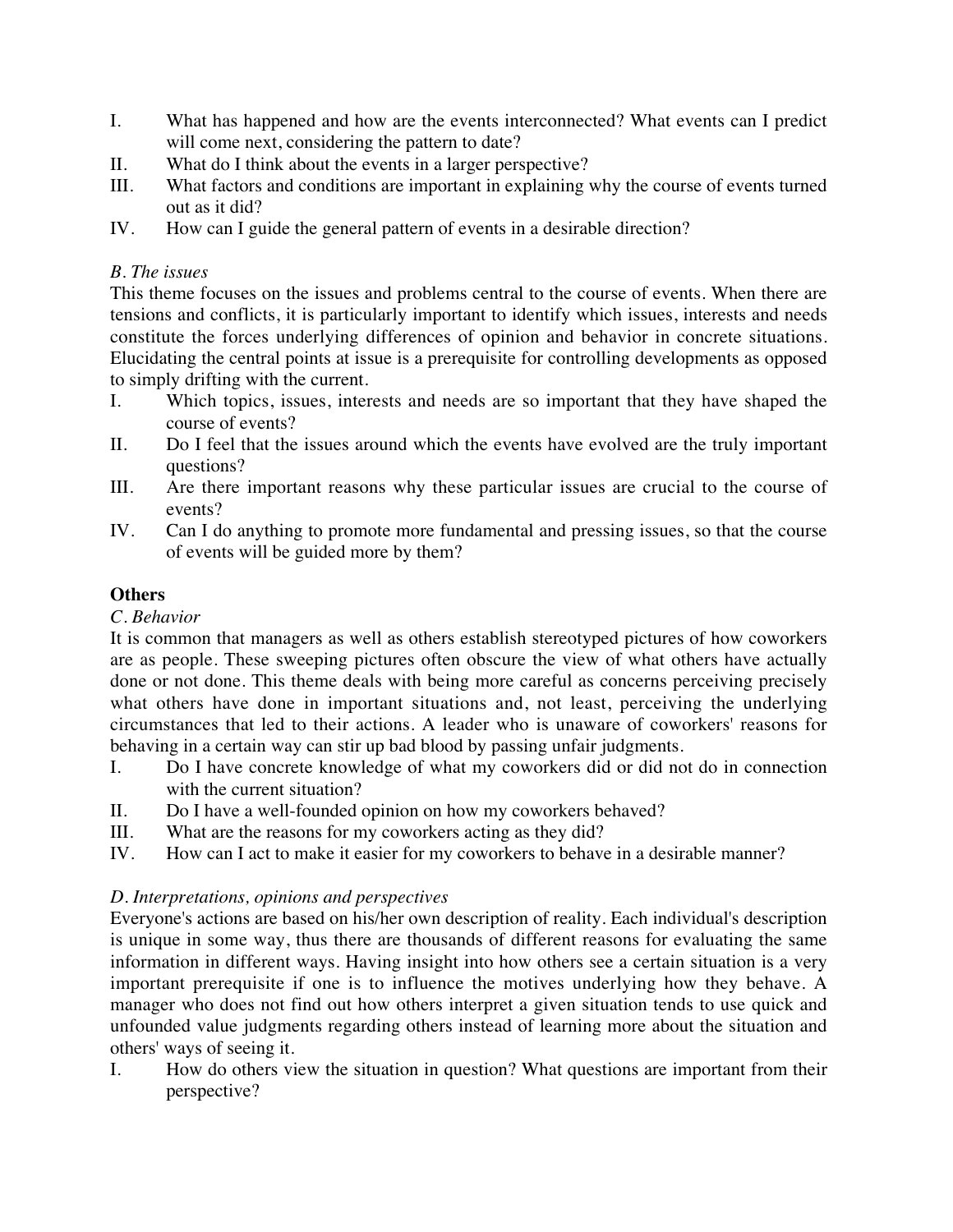I. What has happened and how are the events interconnected? What events can I predict will come next, considering the pattern to date?
II. What do I think about the events in a larger perspective?
III. What factors and conditions are important in explaining why the course of events turned out as it did?
IV. How can I guide the general pattern of events in a desirable direction?

*B. The issues*

This theme focuses on the issues and problems central to the course of events. When there are tensions and conflicts, it is particularly important to identify which issues, interests and needs constitute the forces underlying differences of opinion and behavior in concrete situations. Elucidating the central points at issue is a prerequisite for controlling developments as opposed to simply drifting with the current.

I. Which topics, issues, interests and needs are so important that they have shaped the course of events?
II. Do I feel that the issues around which the events have evolved are the truly important questions?
III. Are there important reasons why these particular issues are crucial to the course of events?
IV. Can I do anything to promote more fundamental and pressing issues, so that the course of events will be guided more by them?

**Others**

*C. Behavior*

It is common that managers as well as others establish stereotyped pictures of how coworkers are as people. These sweeping pictures often obscure the view of what others have actually done or not done. This theme deals with being more careful as concerns perceiving precisely what others have done in important situations and, not least, perceiving the underlying circumstances that led to their actions. A leader who is unaware of coworkers' reasons for behaving in a certain way can stir up bad blood by passing unfair judgments.

I. Do I have concrete knowledge of what my coworkers did or did not do in connection with the current situation?
II. Do I have a well-founded opinion on how my coworkers behaved?
III. What are the reasons for my coworkers acting as they did?
IV. How can I act to make it easier for my coworkers to behave in a desirable manner?

*D. Interpretations, opinions and perspectives*

Everyone's actions are based on his/her own description of reality. Each individual's description is unique in some way, thus there are thousands of different reasons for evaluating the same information in different ways. Having insight into how others see a certain situation is a very important prerequisite if one is to influence the motives underlying how they behave. A manager who does not find out how others interpret a given situation tends to use quick and unfounded value judgments regarding others instead of learning more about the situation and others' ways of seeing it.

I. How do others view the situation in question? What questions are important from their perspective?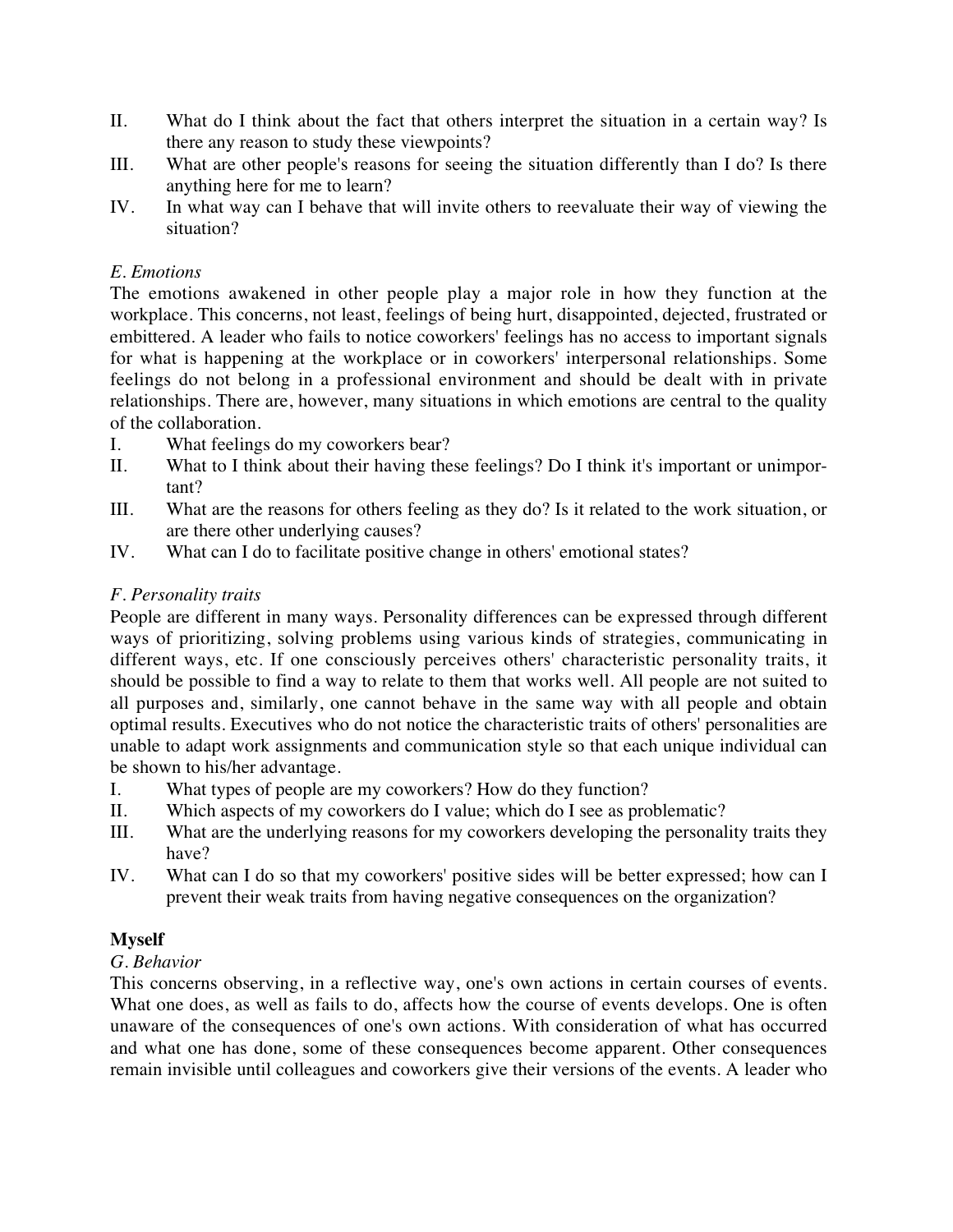II. What do I think about the fact that others interpret the situation in a certain way? Is there any reason to study these viewpoints?

III. What are other people's reasons for seeing the situation differently than I do? Is there anything here for me to learn?

IV. In what way can I behave that will invite others to reevaluate their way of viewing the situation?

*E. Emotions*

The emotions awakened in other people play a major role in how they function at the workplace. This concerns, not least, feelings of being hurt, disappointed, dejected, frustrated or embittered. A leader who fails to notice coworkers' feelings has no access to important signals for what is happening at the workplace or in coworkers' interpersonal relationships. Some feelings do not belong in a professional environment and should be dealt with in private relationships. There are, however, many situations in which emotions are central to the quality of the collaboration.

I. What feelings do my coworkers bear?

II. What to I think about their having these feelings? Do I think it's important or unimportant?

III. What are the reasons for others feeling as they do? Is it related to the work situation, or are there other underlying causes?

IV. What can I do to facilitate positive change in others' emotional states?

*F. Personality traits*

People are different in many ways. Personality differences can be expressed through different ways of prioritizing, solving problems using various kinds of strategies, communicating in different ways, etc. If one consciously perceives others' characteristic personality traits, it should be possible to find a way to relate to them that works well. All people are not suited to all purposes and, similarly, one cannot behave in the same way with all people and obtain optimal results. Executives who do not notice the characteristic traits of others' personalities are unable to adapt work assignments and communication style so that each unique individual can be shown to his/her advantage.

I. What types of people are my coworkers? How do they function?

II. Which aspects of my coworkers do I value; which do I see as problematic?

III. What are the underlying reasons for my coworkers developing the personality traits they have?

IV. What can I do so that my coworkers' positive sides will be better expressed; how can I prevent their weak traits from having negative consequences on the organization?

**Myself**

*G. Behavior*

This concerns observing, in a reflective way, one's own actions in certain courses of events. What one does, as well as fails to do, affects how the course of events develops. One is often unaware of the consequences of one's own actions. With consideration of what has occurred and what one has done, some of these consequences become apparent. Other consequences remain invisible until colleagues and coworkers give their versions of the events. A leader who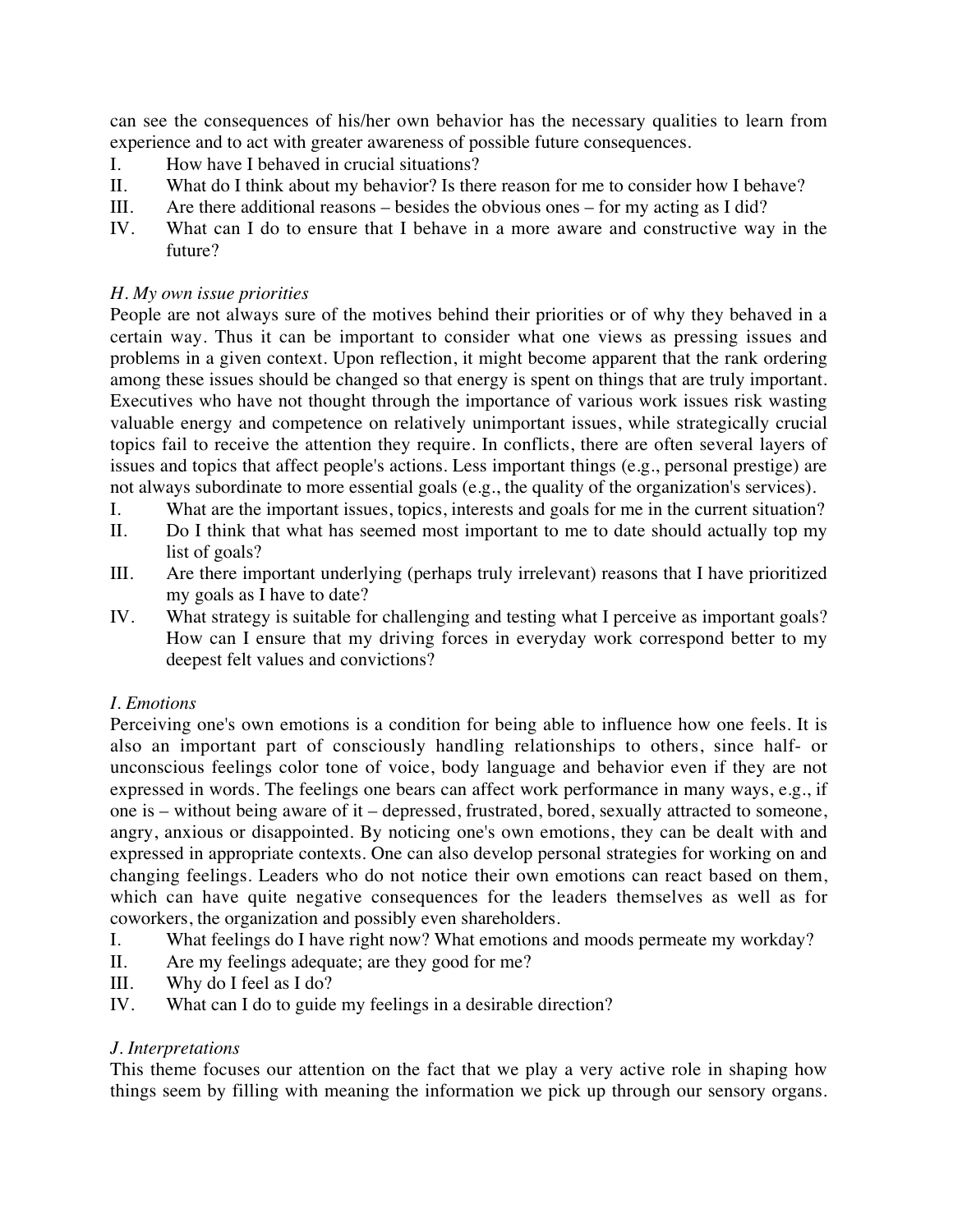can see the consequences of his/her own behavior has the necessary qualities to learn from experience and to act with greater awareness of possible future consequences.

I. How have I behaved in crucial situations?

II. What do I think about my behavior? Is there reason for me to consider how I behave?

III. Are there additional reasons – besides the obvious ones – for my acting as I did?

IV. What can I do to ensure that I behave in a more aware and constructive way in the future?

*H. My own issue priorities*

People are not always sure of the motives behind their priorities or of why they behaved in a certain way. Thus it can be important to consider what one views as pressing issues and problems in a given context. Upon reflection, it might become apparent that the rank ordering among these issues should be changed so that energy is spent on things that are truly important. Executives who have not thought through the importance of various work issues risk wasting valuable energy and competence on relatively unimportant issues, while strategically crucial topics fail to receive the attention they require. In conflicts, there are often several layers of issues and topics that affect people's actions. Less important things (e.g., personal prestige) are not always subordinate to more essential goals (e.g., the quality of the organization's services).

I. What are the important issues, topics, interests and goals for me in the current situation?

II. Do I think that what has seemed most important to me to date should actually top my list of goals?

III. Are there important underlying (perhaps truly irrelevant) reasons that I have prioritized my goals as I have to date?

IV. What strategy is suitable for challenging and testing what I perceive as important goals? How can I ensure that my driving forces in everyday work correspond better to my deepest felt values and convictions?

*I. Emotions*

Perceiving one's own emotions is a condition for being able to influence how one feels. It is also an important part of consciously handling relationships to others, since half- or unconscious feelings color tone of voice, body language and behavior even if they are not expressed in words. The feelings one bears can affect work performance in many ways, e.g., if one is – without being aware of it – depressed, frustrated, bored, sexually attracted to someone, angry, anxious or disappointed. By noticing one's own emotions, they can be dealt with and expressed in appropriate contexts. One can also develop personal strategies for working on and changing feelings. Leaders who do not notice their own emotions can react based on them, which can have quite negative consequences for the leaders themselves as well as for coworkers, the organization and possibly even shareholders.

I. What feelings do I have right now? What emotions and moods permeate my workday?

II. Are my feelings adequate; are they good for me?

III. Why do I feel as I do?

IV. What can I do to guide my feelings in a desirable direction?

*J. Interpretations*

This theme focuses our attention on the fact that we play a very active role in shaping how things seem by filling with meaning the information we pick up through our sensory organs.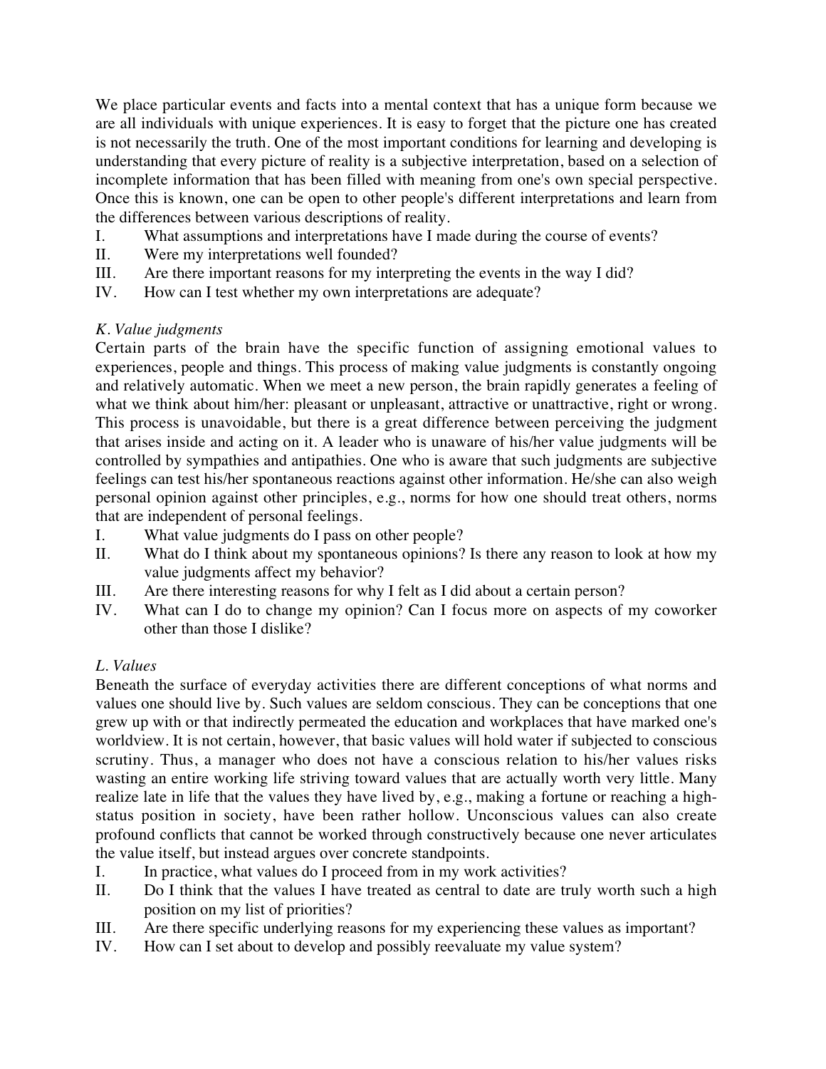We place particular events and facts into a mental context that has a unique form because we are all individuals with unique experiences. It is easy to forget that the picture one has created is not necessarily the truth. One of the most important conditions for learning and developing is understanding that every picture of reality is a subjective interpretation, based on a selection of incomplete information that has been filled with meaning from one's own special perspective. Once this is known, one can be open to other people's different interpretations and learn from the differences between various descriptions of reality.

I. What assumptions and interpretations have I made during the course of events?
II. Were my interpretations well founded?
III. Are there important reasons for my interpreting the events in the way I did?
IV. How can I test whether my own interpretations are adequate?

*K. Value judgments*

Certain parts of the brain have the specific function of assigning emotional values to experiences, people and things. This process of making value judgments is constantly ongoing and relatively automatic. When we meet a new person, the brain rapidly generates a feeling of what we think about him/her: pleasant or unpleasant, attractive or unattractive, right or wrong. This process is unavoidable, but there is a great difference between perceiving the judgment that arises inside and acting on it. A leader who is unaware of his/her value judgments will be controlled by sympathies and antipathies. One who is aware that such judgments are subjective feelings can test his/her spontaneous reactions against other information. He/she can also weigh personal opinion against other principles, e.g., norms for how one should treat others, norms that are independent of personal feelings.

I. What value judgments do I pass on other people?
II. What do I think about my spontaneous opinions? Is there any reason to look at how my value judgments affect my behavior?
III. Are there interesting reasons for why I felt as I did about a certain person?
IV. What can I do to change my opinion? Can I focus more on aspects of my coworker other than those I dislike?

*L. Values*

Beneath the surface of everyday activities there are different conceptions of what norms and values one should live by. Such values are seldom conscious. They can be conceptions that one grew up with or that indirectly permeated the education and workplaces that have marked one's worldview. It is not certain, however, that basic values will hold water if subjected to conscious scrutiny. Thus, a manager who does not have a conscious relation to his/her values risks wasting an entire working life striving toward values that are actually worth very little. Many realize late in life that the values they have lived by, e.g., making a fortune or reaching a high-status position in society, have been rather hollow. Unconscious values can also create profound conflicts that cannot be worked through constructively because one never articulates the value itself, but instead argues over concrete standpoints.

I. In practice, what values do I proceed from in my work activities?
II. Do I think that the values I have treated as central to date are truly worth such a high position on my list of priorities?
III. Are there specific underlying reasons for my experiencing these values as important?
IV. How can I set about to develop and possibly reevaluate my value system?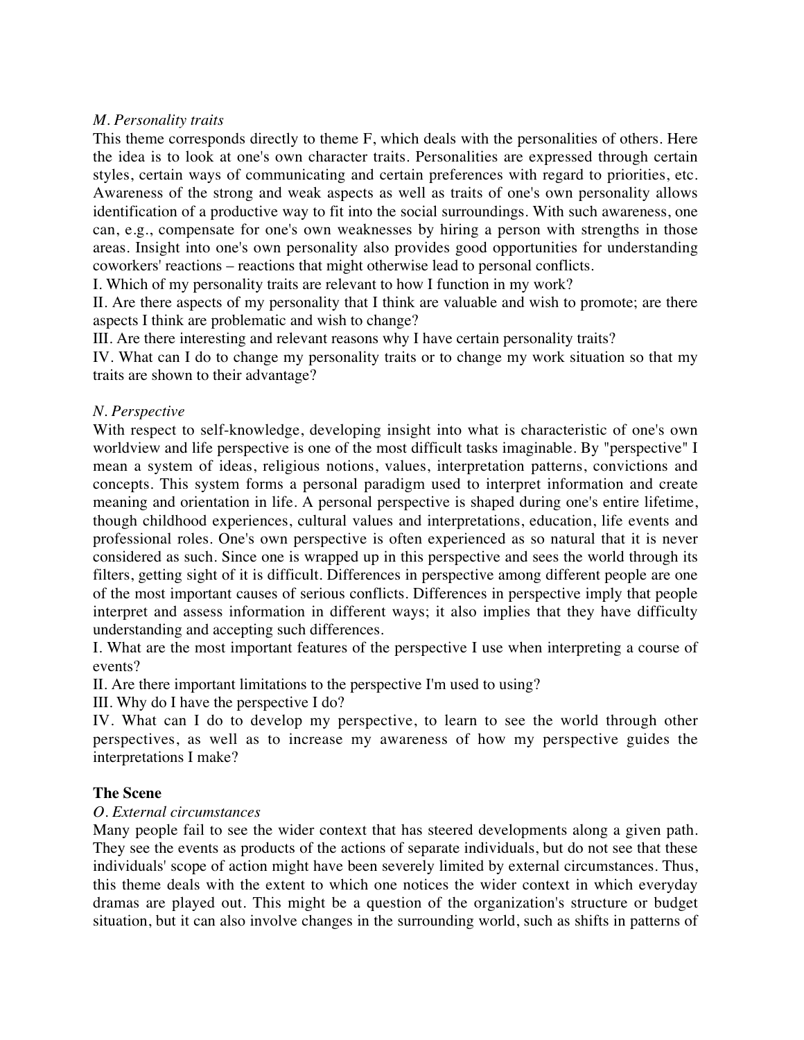*M. Personality traits*

This theme corresponds directly to theme F, which deals with the personalities of others. Here the idea is to look at one's own character traits. Personalities are expressed through certain styles, certain ways of communicating and certain preferences with regard to priorities, etc. Awareness of the strong and weak aspects as well as traits of one's own personality allows identification of a productive way to fit into the social surroundings. With such awareness, one can, e.g., compensate for one's own weaknesses by hiring a person with strengths in those areas. Insight into one's own personality also provides good opportunities for understanding coworkers' reactions – reactions that might otherwise lead to personal conflicts.

I. Which of my personality traits are relevant to how I function in my work?

II. Are there aspects of my personality that I think are valuable and wish to promote; are there aspects I think are problematic and wish to change?

III. Are there interesting and relevant reasons why I have certain personality traits?

IV. What can I do to change my personality traits or to change my work situation so that my traits are shown to their advantage?

*N. Perspective*

With respect to self-knowledge, developing insight into what is characteristic of one's own worldview and life perspective is one of the most difficult tasks imaginable. By "perspective" I mean a system of ideas, religious notions, values, interpretation patterns, convictions and concepts. This system forms a personal paradigm used to interpret information and create meaning and orientation in life. A personal perspective is shaped during one's entire lifetime, though childhood experiences, cultural values and interpretations, education, life events and professional roles. One's own perspective is often experienced as so natural that it is never considered as such. Since one is wrapped up in this perspective and sees the world through its filters, getting sight of it is difficult. Differences in perspective among different people are one of the most important causes of serious conflicts. Differences in perspective imply that people interpret and assess information in different ways; it also implies that they have difficulty understanding and accepting such differences.

I. What are the most important features of the perspective I use when interpreting a course of events?

II. Are there important limitations to the perspective I'm used to using?

III. Why do I have the perspective I do?

IV. What can I do to develop my perspective, to learn to see the world through other perspectives, as well as to increase my awareness of how my perspective guides the interpretations I make?

**The Scene**

*O. External circumstances*

Many people fail to see the wider context that has steered developments along a given path. They see the events as products of the actions of separate individuals, but do not see that these individuals' scope of action might have been severely limited by external circumstances. Thus, this theme deals with the extent to which one notices the wider context in which everyday dramas are played out. This might be a question of the organization's structure or budget situation, but it can also involve changes in the surrounding world, such as shifts in patterns of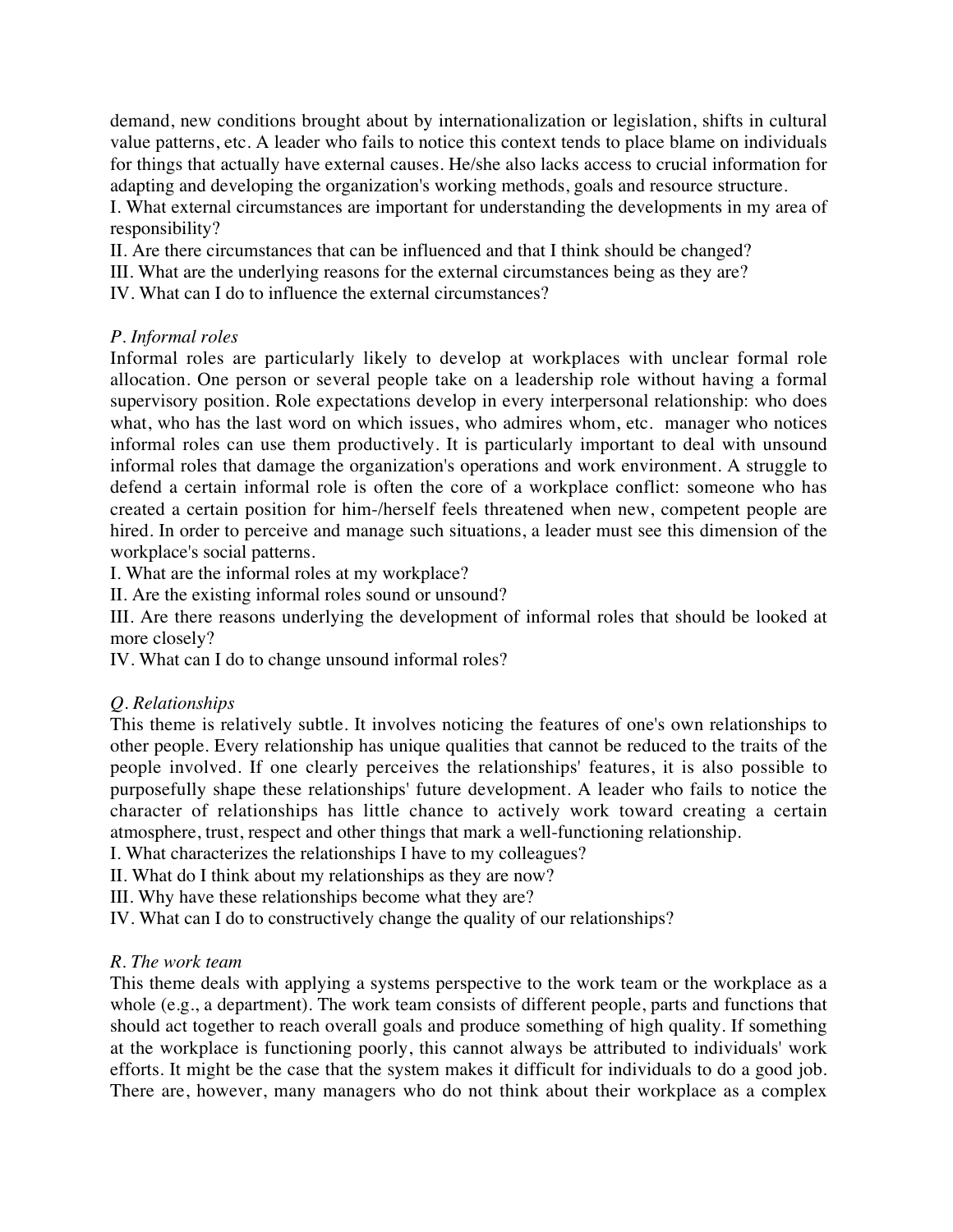demand, new conditions brought about by internationalization or legislation, shifts in cultural value patterns, etc. A leader who fails to notice this context tends to place blame on individuals for things that actually have external causes. He/she also lacks access to crucial information for adapting and developing the organization's working methods, goals and resource structure.

I. What external circumstances are important for understanding the developments in my area of responsibility?

II. Are there circumstances that can be influenced and that I think should be changed?

III. What are the underlying reasons for the external circumstances being as they are?

IV. What can I do to influence the external circumstances?

*P. Informal roles*

Informal roles are particularly likely to develop at workplaces with unclear formal role allocation. One person or several people take on a leadership role without having a formal supervisory position. Role expectations develop in every interpersonal relationship: who does what, who has the last word on which issues, who admires whom, etc.  manager who notices informal roles can use them productively. It is particularly important to deal with unsound informal roles that damage the organization's operations and work environment. A struggle to defend a certain informal role is often the core of a workplace conflict: someone who has created a certain position for him-/herself feels threatened when new, competent people are hired. In order to perceive and manage such situations, a leader must see this dimension of the workplace's social patterns.

I. What are the informal roles at my workplace?

II. Are the existing informal roles sound or unsound?

III. Are there reasons underlying the development of informal roles that should be looked at more closely?

IV. What can I do to change unsound informal roles?

*Q. Relationships*

This theme is relatively subtle. It involves noticing the features of one's own relationships to other people. Every relationship has unique qualities that cannot be reduced to the traits of the people involved. If one clearly perceives the relationships' features, it is also possible to purposefully shape these relationships' future development. A leader who fails to notice the character of relationships has little chance to actively work toward creating a certain atmosphere, trust, respect and other things that mark a well-functioning relationship.

I. What characterizes the relationships I have to my colleagues?

II. What do I think about my relationships as they are now?

III. Why have these relationships become what they are?

IV. What can I do to constructively change the quality of our relationships?

*R. The work team*

This theme deals with applying a systems perspective to the work team or the workplace as a whole (e.g., a department). The work team consists of different people, parts and functions that should act together to reach overall goals and produce something of high quality. If something at the workplace is functioning poorly, this cannot always be attributed to individuals' work efforts. It might be the case that the system makes it difficult for individuals to do a good job. There are, however, many managers who do not think about their workplace as a complex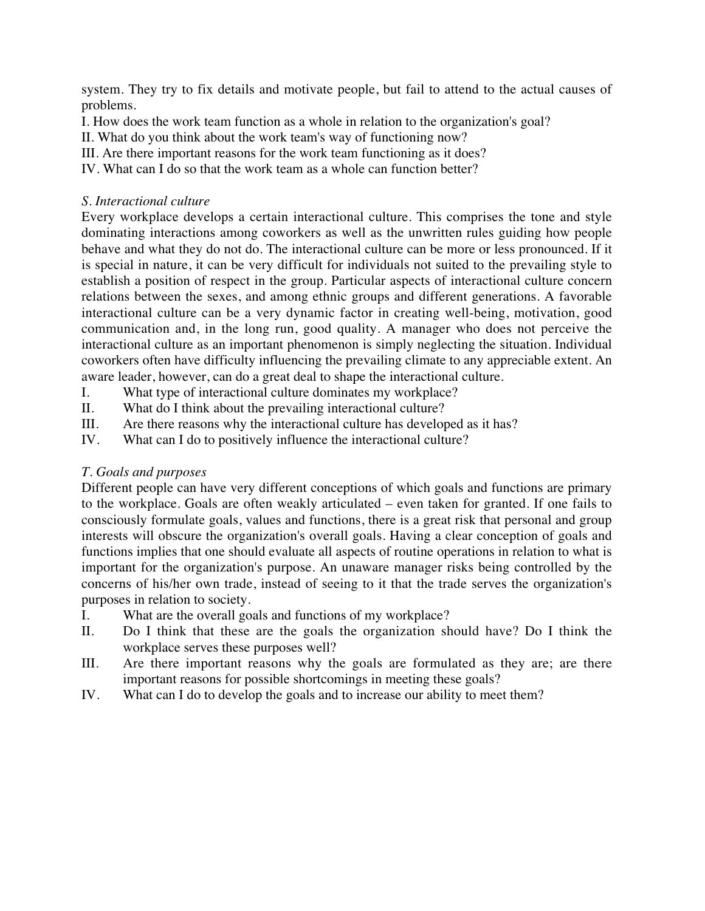system. They try to fix details and motivate people, but fail to attend to the actual causes of problems.

I. How does the work team function as a whole in relation to the organization's goal?
II. What do you think about the work team's way of functioning now?
III. Are there important reasons for the work team functioning as it does?
IV. What can I do so that the work team as a whole can function better?

*S. Interactional culture*

Every workplace develops a certain interactional culture. This comprises the tone and style dominating interactions among coworkers as well as the unwritten rules guiding how people behave and what they do not do. The interactional culture can be more or less pronounced. If it is special in nature, it can be very difficult for individuals not suited to the prevailing style to establish a position of respect in the group. Particular aspects of interactional culture concern relations between the sexes, and among ethnic groups and different generations. A favorable interactional culture can be a very dynamic factor in creating well-being, motivation, good communication and, in the long run, good quality. A manager who does not perceive the interactional culture as an important phenomenon is simply neglecting the situation. Individual coworkers often have difficulty influencing the prevailing climate to any appreciable extent. An aware leader, however, can do a great deal to shape the interactional culture.

I. What type of interactional culture dominates my workplace?
II. What do I think about the prevailing interactional culture?
III. Are there reasons why the interactional culture has developed as it has?
IV. What can I do to positively influence the interactional culture?

*T. Goals and purposes*

Different people can have very different conceptions of which goals and functions are primary to the workplace. Goals are often weakly articulated – even taken for granted. If one fails to consciously formulate goals, values and functions, there is a great risk that personal and group interests will obscure the organization's overall goals. Having a clear conception of goals and functions implies that one should evaluate all aspects of routine operations in relation to what is important for the organization's purpose. An unaware manager risks being controlled by the concerns of his/her own trade, instead of seeing to it that the trade serves the organization's purposes in relation to society.

I. What are the overall goals and functions of my workplace?
II. Do I think that these are the goals the organization should have? Do I think the workplace serves these purposes well?
III. Are there important reasons why the goals are formulated as they are; are there important reasons for possible shortcomings in meeting these goals?
IV. What can I do to develop the goals and to increase our ability to meet them?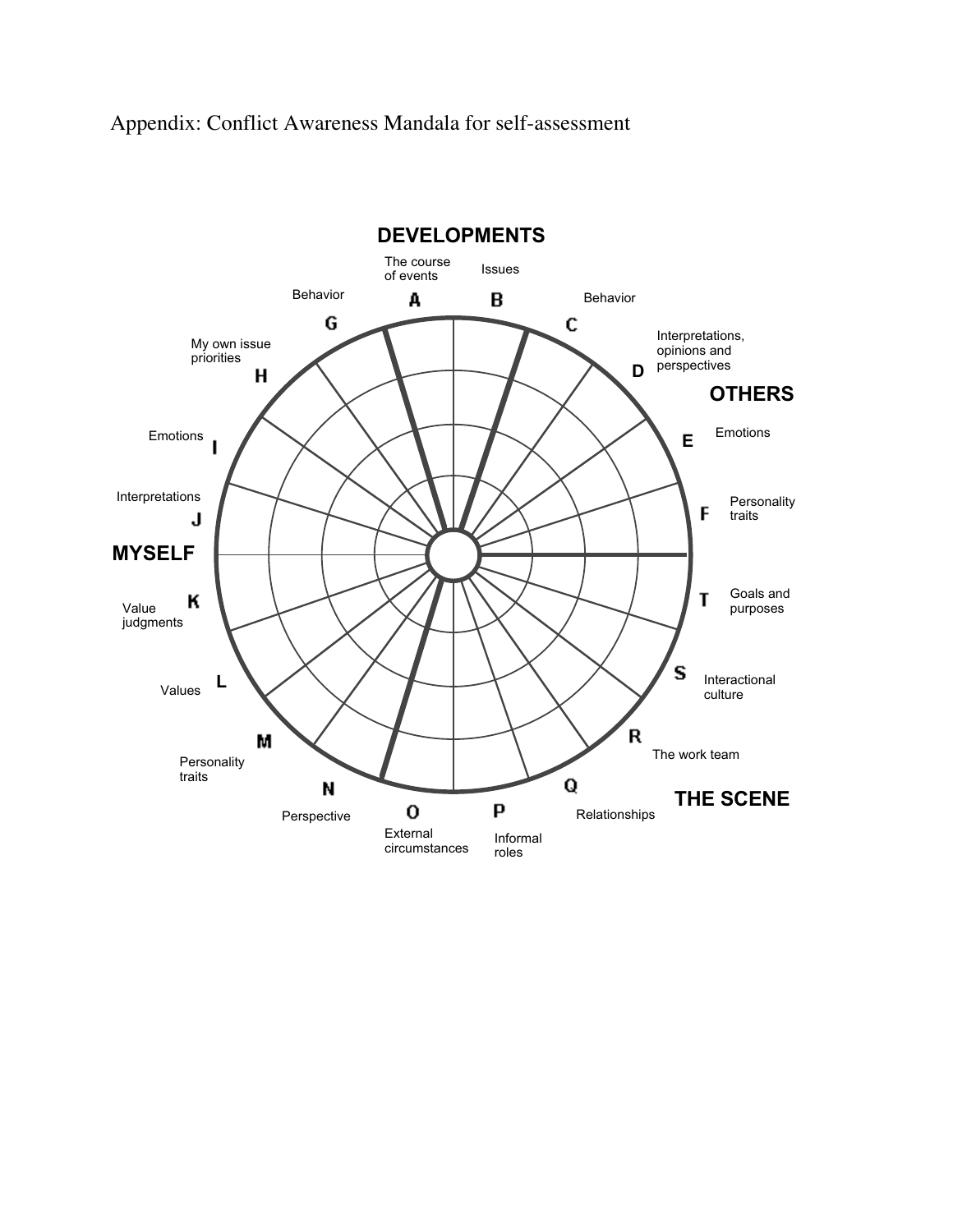Appendix: Conflict Awareness Mandala for self-assessment

DEVELOPMENTS

A The course of events

B Issues

C Behavior

D Interpretations, opinions and perspectives

OTHERS

E Emotions

F Personality traits

T Goals and purposes

S Interactional culture

R The work team

THE SCENE

Q Relationships

P Informal roles

O External circumstances

N Perspective

M Personality traits

L Values

K Value judgments

MYSELF

J Interpretations

I Emotions

H My own issue priorities

G Behavior